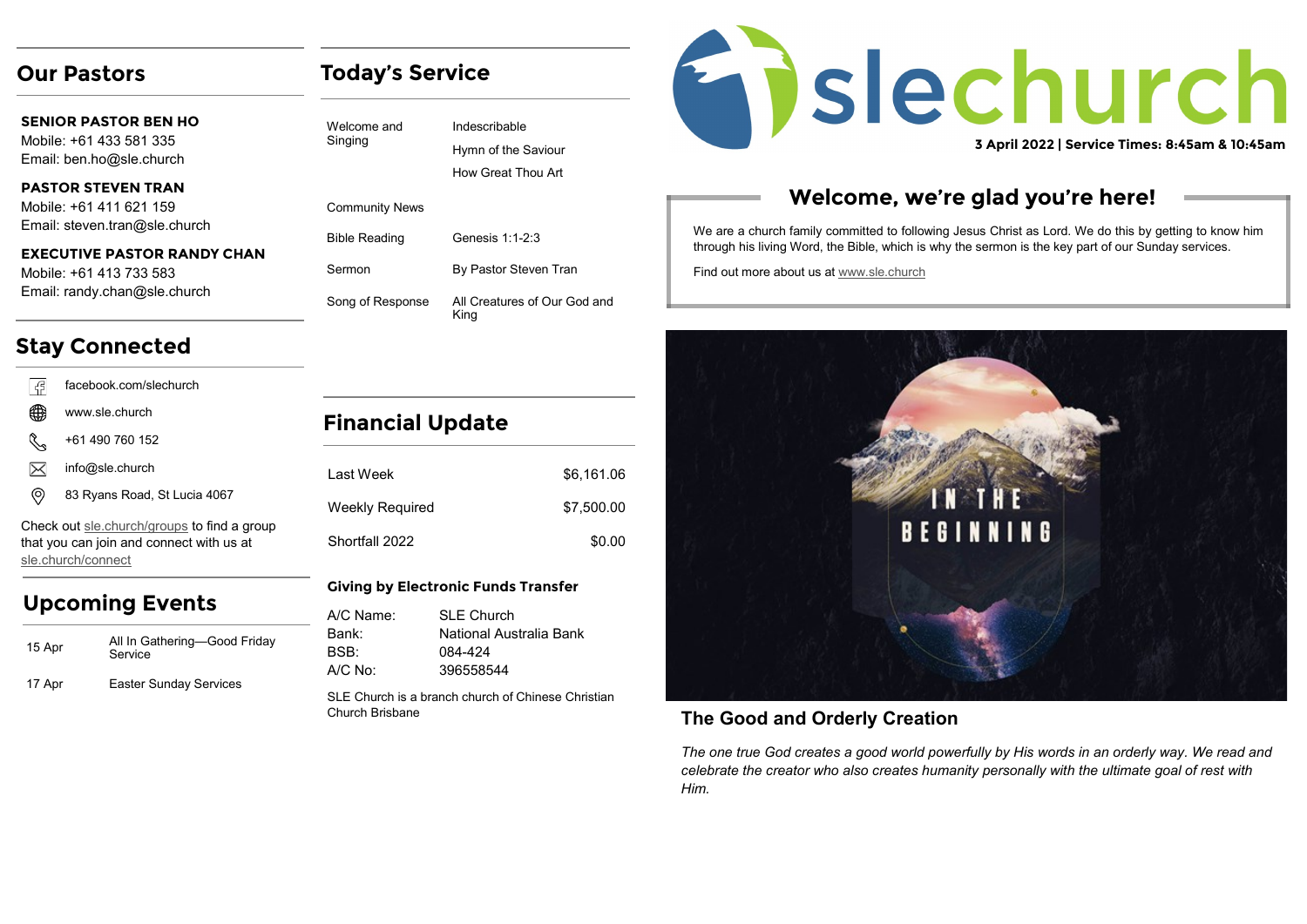# slechurch

**3 April 2022 | Service Times: 8:45am & 10:45am**

## Our Pastors

**SENIOR PASTOR BEN HO**
Mobile: +61 433 581 335
Email: ben.ho@sle.church

**PASTOR STEVEN TRAN**
Mobile: +61 411 621 159
Email: steven.tran@sle.church

**EXECUTIVE PASTOR RANDY CHAN**
Mobile: +61 413 733 583
Email: randy.chan@sle.church

## Stay Connected

- facebook.com/slechurch
- www.sle.church
- +61 490 760 152
- info@sle.church
- 83 Ryans Road, St Lucia 4067

Check out sle.church/groups to find a group that you can join and connect with us at sle.church/connect

## Upcoming Events

| | |
|---|---|
| 15 Apr | All In Gathering—Good Friday Service |
| 17 Apr | Easter Sunday Services |

## Today's Service

| | |
|---|---|
| Welcome and Singing | Indescribable<br>Hymn of the Saviour<br>How Great Thou Art |
| Community News | |
| Bible Reading | Genesis 1:1-2:3 |
| Sermon | By Pastor Steven Tran |
| Song of Response | All Creatures of Our God and King |

## Financial Update

| | |
|---|---|
| Last Week | $6,161.06 |
| Weekly Required | $7,500.00 |
| Shortfall 2022 | $0.00 |

### Giving by Electronic Funds Transfer

| | |
|---|---|
| A/C Name: | SLE Church |
| Bank: | National Australia Bank |
| BSB: | 084-424 |
| A/C No: | 396558544 |

SLE Church is a branch church of Chinese Christian Church Brisbane

## Welcome, we're glad you're here!

We are a church family committed to following Jesus Christ as Lord. We do this by getting to know him through his living Word, the Bible, which is why the sermon is the key part of our Sunday services.

Find out more about us at www.sle.church

IN THE BEGINNING

### The Good and Orderly Creation

*The one true God creates a good world powerfully by His words in an orderly way. We read and celebrate the creator who also creates humanity personally with the ultimate goal of rest with Him.*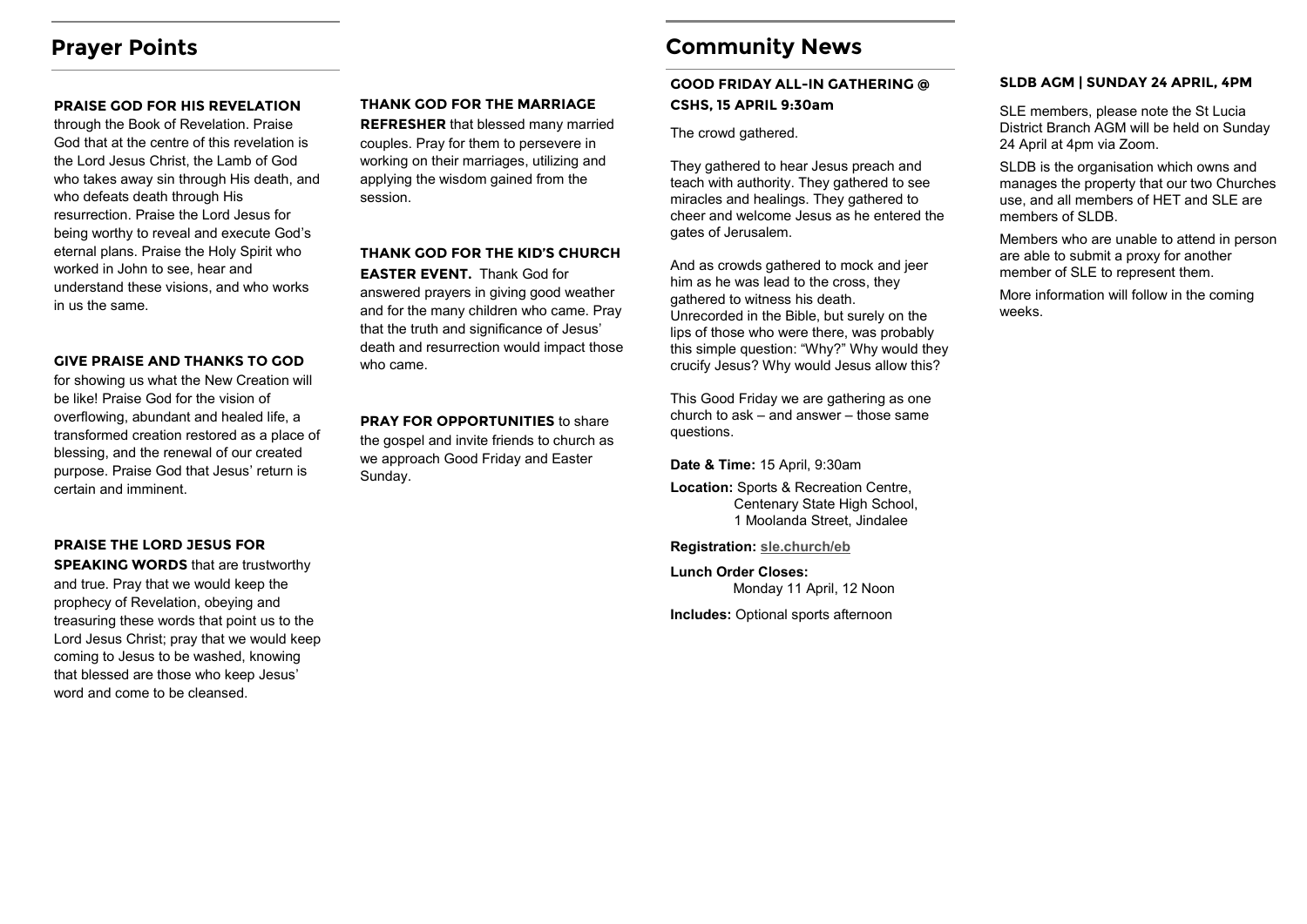## Prayer Points

**PRAISE GOD FOR HIS REVELATION** through the Book of Revelation. Praise God that at the centre of this revelation is the Lord Jesus Christ, the Lamb of God who takes away sin through His death, and who defeats death through His resurrection. Praise the Lord Jesus for being worthy to reveal and execute God's eternal plans. Praise the Holy Spirit who worked in John to see, hear and understand these visions, and who works in us the same.

**GIVE PRAISE AND THANKS TO GOD** for showing us what the New Creation will be like! Praise God for the vision of overflowing, abundant and healed life, a transformed creation restored as a place of blessing, and the renewal of our created purpose. Praise God that Jesus' return is certain and imminent.

**PRAISE THE LORD JESUS FOR SPEAKING WORDS** that are trustworthy and true. Pray that we would keep the prophecy of Revelation, obeying and treasuring these words that point us to the Lord Jesus Christ; pray that we would keep coming to Jesus to be washed, knowing that blessed are those who keep Jesus' word and come to be cleansed.

**THANK GOD FOR THE MARRIAGE REFRESHER** that blessed many married couples. Pray for them to persevere in working on their marriages, utilizing and applying the wisdom gained from the session.

**THANK GOD FOR THE KID'S CHURCH EASTER EVENT.** Thank God for answered prayers in giving good weather and for the many children who came. Pray that the truth and significance of Jesus' death and resurrection would impact those who came.

**PRAY FOR OPPORTUNITIES** to share the gospel and invite friends to church as we approach Good Friday and Easter Sunday.

## Community News

### GOOD FRIDAY ALL-IN GATHERING @ CSHS, 15 APRIL 9:30am

The crowd gathered.

They gathered to hear Jesus preach and teach with authority. They gathered to see miracles and healings. They gathered to cheer and welcome Jesus as he entered the gates of Jerusalem.

And as crowds gathered to mock and jeer him as he was lead to the cross, they gathered to witness his death.
Unrecorded in the Bible, but surely on the lips of those who were there, was probably this simple question: "Why?" Why would they crucify Jesus? Why would Jesus allow this?

This Good Friday we are gathering as one church to ask – and answer – those same questions.

**Date & Time:** 15 April, 9:30am

**Location:** Sports & Recreation Centre,
Centenary State High School,
1 Moolanda Street, Jindalee

**Registration:** sle.church/eb

**Lunch Order Closes:**
Monday 11 April, 12 Noon

**Includes:** Optional sports afternoon

### SLDB AGM | SUNDAY 24 APRIL, 4PM

SLE members, please note the St Lucia District Branch AGM will be held on Sunday 24 April at 4pm via Zoom.

SLDB is the organisation which owns and manages the property that our two Churches use, and all members of HET and SLE are members of SLDB.

Members who are unable to attend in person are able to submit a proxy for another member of SLE to represent them.

More information will follow in the coming weeks.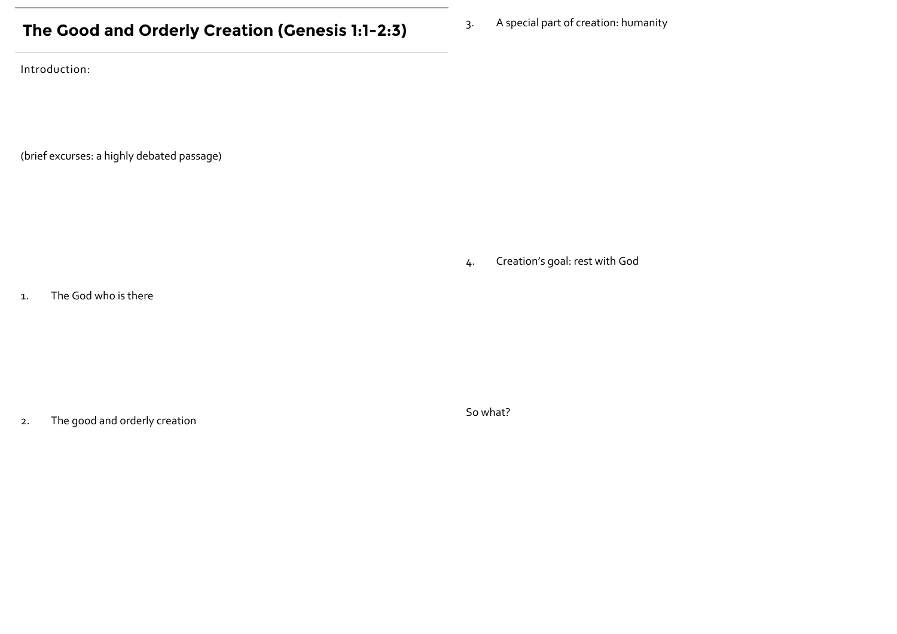## The Good and Orderly Creation (Genesis 1:1-2:3)

Introduction:

(brief excurses: a highly debated passage)

1. The God who is there

2. The good and orderly creation

3. A special part of creation: humanity

4. Creation's goal: rest with God

So what?